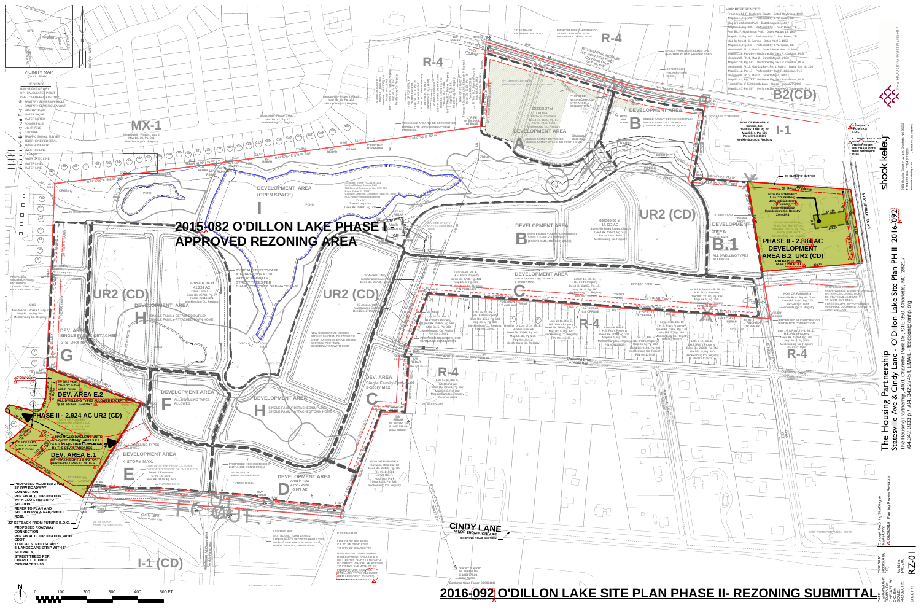# 2016-092 O'DILLON LAKE SITE PLAN PHASE II- REZONING SUBMITTAL

## 2015-082 O'DILLON LAKE PHASE I APPROVED REZONING AREA

**VICINITY MAP** (Not to Scale)

**LEGEND:**

- R/W - RIGHT OF WAY
- CP - CALCULATED POINT
- OHE - OVERHEAD ELECTRIC
- SANITARY SEWER MANHOLE
- SANITARY SEWER CLEANOUT
- FIRE HYDRANT
- WATER VALVE
- WATER METER
- POWER POLE
- LIGHT POLE
- GUY WIRE
- TRAFFIC SIGNAL SURVEY
- TELEPHONE PEDESTAL
- TELEPHONE BOX
- ELECTRIC LINE
- GAS LINE
- FIBER OPTIC LINE
- WATER LINE
- SEWER LINE

**MAP REFERENCES:**

- Property of J. R. Cochrane Estate Dated November, 1952
- Map Bk. 4, Pg. 305 Performed by J. W. Spratt, CE
- Map of Hutchinson Park Dated August 4, 1957
- Map Bk. 6, Pg. 348 Performed by G. Sam Rowe, CE
- Rev. Blk. F, Hutchinson Park Dated August 18, 1957
- Map Bk. 5, Pg. 382 Performed by G. Sam Rowe, CE
- Map for Mrs. B. C. Barnes Dated April 5, 1963
- Map Bk. 6, Pg. 601 Performed by J. W. Spratt, CE
- Meadowlark, Ph. 1, Map 1 Dated September 10, 2003
- Map Bk. 39, Pg. 246 Performed by Jack R. Christian, PLS
- Meadowlark, Ph. 1, Map 2 Dated May 28, 2003
- Map Bk. 39, Pg. 591 Performed by Jack R. Christian, PLS
- Meadowlark, Ph. 2, Map 1 & Rev. Ph. 1, Map 2 Dated July 28, 2004
- Map Bk. 42, Pg. 17 Performed by Jack R. Christian, PLS
- Meadowlark, Ph. 2, Map 2 Dated May 4, 2005
- Map Bk. 43, Pg. 193 Performed by Jack R. Christian, PLS
- Recomb Plat of 2500 Cindy Lane Dated February 7, 2007
- Map Bk. 47, Pg. 557 Performed by Andrew G. Zoutewelle, PLS

### Development Areas

- **DEVELOPMENT AREA A** — 322328.27 sf / 7.400 AC — SINGLE FAMILY DETACHED / SINGLE FAMILY ATTACHED TOWN HOME
- **DEVELOPMENT AREA B** — SINGLE FAMILY-DETACHED/DUPLEX / SINGLE FAMILY-ATTACHED (TOWN HOME, TRIPLEX, QUAD)
- **DEVELOPMENT AREA B** — 637305.05 sf / 14.631 AC — SINGLE FAMILY-DETACHED/DUPLEX / SINGLE FAMILY-ATTACHED (TOWN HOME, TRIPLEX, QUAD)
- **DEVELOPMENT AREA B.1** — ALL DWELLING TYPES ALLOWED
- **PHASE II - 2.884 AC DEVELOPMENT AREA B.2 UR2 (CD)** — PROPOSED MF MAX. 100 RDU
- **DEVELOPMENT AREA C** — SINGLE FAMILY DETACHED / 3-STORY MAX.
- **DEV. AREA C** — Single Family-Detached / 3-Story Max
- **DEVELOPMENT AREA (OPEN SPACE) I**
- **DEVELOPMENT AREA H** — 1795716.34 sf / 41.224 AC — SINGLE FAMILY-DETACHED/DUPLEX / SINGLE FAMILY-ATTACHED/TOWN HOME
- **DEVELOPMENT AREA H** — SINGLE FAMILY-DETACHED/DUPLEX, SINGLE FAMILY-ATTACHED/TOWN HOME
- **DEV. AREA G** — SINGLE FAMILY-DETACHED / 3-STORY MAX.
- **DEVELOPMENT AREA F** — ALL DWELLING TYPES ALLOWED
- **DEV. AREA E.2** — ALL DWELLING TYPES ALLOWED EXCEPT MF / MAX HEIGHT 3-STORY
- **PHASE II - 2.924 AC UR2 (CD)**
- **DEV. AREA E.1** — MF - MAX HEIGHT 3 & 4-STORY PER DEVELOPMENT NOTES — A MAX OF 150 DWELLING UNITS ALLOWED ON DEV. AREAS E.1 & E.2 AS FURTHER DESCRIBED BY THE DEV. STANDARDS
- **DEVELOPMENT AREA E** — ALL DWELLING TYPES ALLOWED / 4-STORY MAX.
- **DEVELOPMENT AREA D** — Area in R/W 42567.49 sf / 0.977 AC

### Zoning

MX-1, R-4, B2(CD), I-1, UR2 (CD), R-4, I-1 (CD)

### Notes

- PROPOSED MODIFIED 2-WAY 35' R/W ROADWAY CONNECTION PER FINAL COORDINATION WITH CDOT. REFER TO SECTION. REFER TO PLAN AND SECTION R2A & R2B, SHEET RZ02.
- 22' SETBACK FROM FUTURE B.O.C.
- PROPOSED ROADWAY CONNECTION PER FINAL COORDINATION WITH CDOT
- TYPICAL STREETSCAPE: 8' LANDSCAPE STRIP WITH 6' SIDEWALK, STREET TREES PER CHARLOTTE TREE ORDINANCE 21-96
- PROPOSED NEIGHBORHOOD ENTRANCE CONNECTION
- NEW RESIDENTIAL MEDIUM STREET SECTION TO TAPER TO EXIST. OAKWOOD DRIVE CROSS SECTION, PER FINAL COORDINATION WITH CDOT
- EXISTING R/W — EASTBOUND TURN LANE & STREETSCAPE IMPROVEMENTS PER FINAL COORDINATION WITH CDOT, REFER TO INTXN. SHEET RZ02
- LINE OF 35' R/W FROM C/L TO BE DEDICATED TO CITY OF CHARLOTTE
- RESIDENTIAL UNITS WITHIN DEVELOPMENT AREAS D & E WILL FRONT CINDY LANE WITH NO DIRECT VEHICULAR ACCESS TO CINDY LANE WITH 22' SB FROM FUTURE BOC. NOTE: (ALL DWELLING TYPES ALLOWED PER APPROVED 2015-082)
- LINE OF 50' R/W FROM C/L TO BE DEDICATED TO CITY OF CHARLOTTE
- 30' SETBACK FROM FUTURE B.O.C.
- PROPOSED NEIGHBORHOOD STREET ENTRANCE OR DRIVEWAY CONNECTION
- RESIDENTIAL MEDIUM (50' ROW EXISTING) Oakwood Drive 50' Public R/W
- SINGLE FAMILY DETACHED ONLY ALLOWED WITHIN DASHED AREA
- 30' SETBACK FROM FUTURE B.O.C.
- 20' CLASS 'C' BUFFER
- 20' SETBACK FROM EXIST. B.O.C.
- 8' LANDSCAPE STRIP WITH 6' SIDEWALK, STREET TREES PER CHARLOTTE TREE ORDINANCE 21-96
- PROPOSED NEIGHBORHOOD ENTRANCE CONNECTION
- PROPOSED EASEMENT & AREA (VARIES) & NEIGHBORHOOD ENTRANCE CONNECTION TO STATESVILLE ROAD RT-IN RT-OUT ONLY. STREETSCAPE IMPROVEMENTS PER FINAL COORDINATION WITH CDOT & NCDOT
- 20' SIDE YARD, Class 'C' Buffer with 6' Fence
- 20' REAR YARD
- 20' SIDE YARD
- TREE SAVE AREA TO BE DETERMINED DURING THE LAND DEVELOPMENT PROCESS
- 25' Access, Utility, Maintenance Easement
- CINDY LANE — MINOR THOROUGHFARE — EXISTING ROAD SECTION
- OMIT TRANSPORTATION NOTE

### Adjoining Properties

- NOW OR FORMERLY Cansco, Inc. Deed Bk. 1290, Pg. 10 / Map Bk. 6, Pg. 601 / Parcel #04115403 / Mecklenburg Co. Registry
- NOW OR FORMERLY Lula C Suttenburg / John L Quattlebaum (Trustee) / Parcel #04115402 / Mecklenburg Co. Registry / Zoned R4
- NOW OR FORMERLY Statesville Road Baptist Church / Deed Bk. 8455, Pg. 725 / Parcel #04115401 / Mecklenburg Co. Registry
- NOW OR FORMERLY Tawanna Thar Bla Her / Deed Bk. 25993, Pg. 780 / PIN #04115301 / Lot 50, Blk. F, Hutchinson Park / Map Bk. 5, Pg. 382 / Mecklenburg Co. Registry

### Survey Data

- 5/8" REBAR — N: 582902.18 / E: 1455330.43 / Elev: 794.08'
- Station "Layout" — N: 5848.34 / E: 1451754.24 / Elev: 750.24
- Combined Scale Factor: 0.99984116

Scale: 0 100 200 300 400 500 FT

### Title Block

shook kelley — 2151 Hawkins Street Suite 400, Charlotte, NC 28203

THE HOUSING PARTNERSHIP

**The Housing Partnership — Statesville Ave & Cindy Lane — O'Dillon Lake Site Plan PH II 2016-092**

The Housing Partnership, 4601 Charlotte Park Dr., STE 350, Charlotte, NC, 28217 — 704.342.0933 p / 704.342.2745 f, EMAIL - fdodson@cmhp.org

Concept Rezoning Site/Diagram

Revisions: 06/20/2016 Planning Review Revisions

- DATE: 03/28/2016
- DESIGNED BY:
- DRAWN BY: FSQ
- CHECKED BY:
- SCALE: As Noted
- PROJECT #: 1610018

SHEET #: RZ-01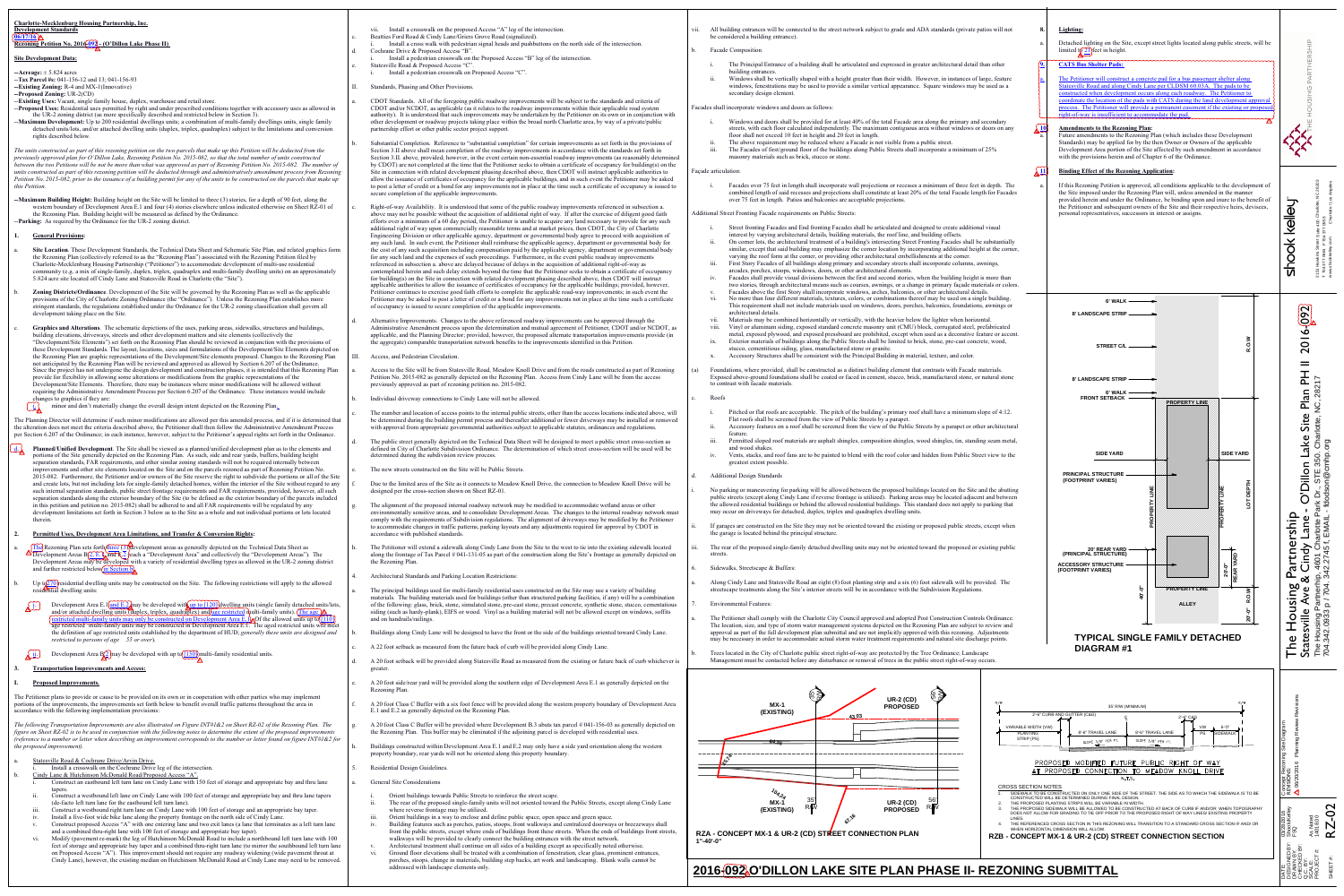**Charlotte-Mecklenburg Housing Partnership, Inc.**
**Development Standards**
**06/17/16**
**Rezoning Petition No. 2016-092 - (O'Dillon Lake Phase II)**

**Site Development Data:**

--**Acreage:** ± 5.824 acres
--**Tax Parcel #s:** 041-156-12 and 13; 041-156-93
--**Existing Zoning:** R-4 and MX-1(Innovative)
--**Proposed Zoning:** UR-2(CD)
--**Existing Uses:** Vacant, single family house, duplex, warehouse and retail store.
--**Proposed Uses:** Residential uses permitted by right and under prescribed conditions together with accessory uses as allowed in the UR-2 zoning district (as more specifically described and restricted below in Section 3).
--**Maximum Development:** Up to 200 residential dwellings units; a combination of multi-family dwelling units; and single family detached units/lots, and/or attached dwelling units (duplex, triplex, quadraplex) subject to the limitations and conversion rights described below.

*The units constructed as part of this rezoning petition on the two parcels that make up this Petition will be deducted from the previously approved plan for O'Dillon Lake, Rezoning Petition No. 2015-082, so that the total number of units constructed between the two Petitions will be not be more than what was approved as part of Rezoning Petition No. 2015-082. The number of units constructed as part of this rezoning petition will be deducted through and administratively amendment process from Rezoning Petition No. 2015-082, prior to the issuance of a building permit for any of the units to be constructed on the parcels that make up this Petition.*

--**Maximum Building Height:** Building height on the Site will be limited to three (3) stories, for a depth of 90 feet, along the western boundary of Development Area E.1 and four (4) stories elsewhere unless indicated otherwise on Sheet RZ-01 of the Rezoning Plan. Building height will be measured as defined by the Ordinance.
--**Parking:** As required by the Ordinance for the UR-2 zoning district.

## 1. General Provisions:

a. **Site Location**. These Development Standards, the Technical Data Sheet and Schematic Site Plan, and related graphics form the Rezoning Plan (collectively referred to as the "Rezoning Plan") associated with the Rezoning Petition filed by Charlotte-Mecklenburg Housing Partnership ("Petitioner") to accommodate development of multi-use residential community (e.g. a mix of single-family, duplex, triplex, quadraplex and multi-family dwelling units) on an approximately 5.824 acre site located off Cindy Lane and Statesville Road in Charlotte (the "Site").

b. **Zoning Districts/Ordinance**. Development of the Site will be governed by the Rezoning Plan as well as the applicable provisions of the City of Charlotte Zoning Ordinance (the "Ordinance"). Unless the Rezoning Plan establishes more stringent standards, the regulations established under the Ordinance for the UR-2 zoning classification shall govern all development taking place on the Site.

c. **Graphics and Alterations**. The schematic depictions of the uses, parking areas, sidewalks, structures and buildings, building elevations, driveways, streets and other development matters and site elements (collectively the "Development/Site Elements") set forth on the Rezoning Plan should be reviewed in conjunction with the provisions of these Development Standards. The layout, locations, sizes and formulations of the Development/Site Elements depicted on the Rezoning Plan are graphic representations of the Development/Site elements proposed. Changes to the Rezoning Plan not anticipated by the Rezoning Plan will be reviewed and approved as allowed by Section 6.207 of the Ordinance. Since the project has not undergone the design development and construction phases, it is intended that this Rezoning Plan provide for flexibility in allowing some alterations or modifications from the graphic representations of the Development/Site Elements. Therefore, there may be instances where minor modifications will be allowed without requiring the Administrative Amendment Process per Section 6.207 of the Ordinance. These instances would include changes to graphics if they are:

i. minor and don't materially change the overall design intent depicted on the Rezoning Plan.

The Planning Director will determine if such minor modifications are allowed per this amended process, and if it is determined that the alteration does not meet the criteria described above, the Petitioner shall then follow the Administrative Amendment Process per Section 6.207 of the Ordinance; in each instance, however, subject to the Petitioner's appeal rights set forth in the Ordinance.

d. **Planned/Unified Development**. The Site shall be viewed as a planned/unified development plan as to the elements and portions of the Site generally depicted on the Rezoning Plan. As such, side and rear yards, buffers, building height separation standards, FAR requirements, and other similar zoning standards will not be required internally between improvements and other site elements located on the Site and on the parcels rezoned as part of Rezoning Petition No. 2015-082. Furthermore, the Petitioner and/or owners of the Site reserve the right to subdivide the portions or all of the Site and create lots, but not including lots for single-family detached homes, within the interior of the Site without regard to any such internal separation standards, public street frontage requirements and FAR requirements, provided, however, all such separation standards along the exterior boundary of the Site (to be defined as the exterior boundary of the parcels included in this petition and petition no. 2015-082) shall be adhered to and all FAR requirements will be regulated by any development limitations set forth in Section 3 below as to the Site as a whole and not individual portions or lots located therein.

## 2. Permitted Uses, Development Area Limitations, and Transfer & Conversion Rights:

a. The Rezoning Plan sets forth three (3) development areas as generally depicted on the Technical Data Sheet as Development Areas E.2, E.1, and F.1 (each a "Development Area" and collectively the "Development Areas"). The Development Areas may be developed with a variety of residential dwelling types as allowed in the UR-2 zoning district and further restricted below in Section b.

b. Up to 200 residential dwelling units may be constructed on the Site. The following restrictions will apply to the allowed residential dwelling units:

i. Development Area E.1 and E.2 may be developed with up to 120 dwelling units (single family detached units/lots, and/or attached dwelling units (duplex, triplex, quadraplex) and age restricted multi-family units). The age restricted multi-family units may only be constructed on Development Area E.1. All of the allowed units up to 120 age restricted multi-family units may be constructed in Development Area E.1. The aged restricted units will meet the definition of age restricted units established by the department of HUD; *generally these units are designed and restricted to persons of age 55 or over*).

ii. Development Area F.1 may be developed with up to 130 multi-family residential units.

## 3. Transportation Improvements and Access:

### I. Proposed Improvements.

The Petitioner plans to provide or cause to be provided on its own or in cooperation with other parties who may implement portions of the improvements, the improvements set forth below to benefit overall traffic patterns throughout the area in accordance with the following implementation provisions:

*The following Transportation Improvements are also illustrated on Figure INT#1&2 on Sheet RZ-02 of the Rezoning Plan. The figure on Sheet RZ-02 is to be used in conjunction with the following notes to determine the extent of the proposed improvements (reference to a number or letter when describing an improvement corresponds to the number or letter found on figure INT#1&2 for the proposed improvement).*

a. Statesville Road & Cochrane Drive/Arvin Drive.
   i. Install a crosswalk on the Cochrane Drive leg of the intersection.
b. Cindy Lane & Hutchinson McDonald Road/Proposed Access "A".
   i. Construct an eastbound left turn lane on Cindy Lane with 150 feet of storage and appropriate bay and thru lane tapers.
   ii. Construct a westbound left turn lane on Cindy Lane with 100 feet of storage and appropriate bay and thru lane tapers (de-facto left turn lane for the eastbound left turn lane).
   iii. Construct a westbound right turn lane on Cindy Lane with 100 feet of storage and an appropriate bay taper.
   iv. Install a five-foot wide bike lane along the property frontage on the north side of Cindy Lane.
   v. Construct proposed Access "A" with one entering lane and two exit lanes (a lane that terminates as a left turn lane and a combined thru-right lane with 100 feet of storage and appropriate bay taper).
   vi. Modify (pavement re-mark) the leg of Hutchinson McDonald Road to include a northbound left turn lane with 100 feet of storage and appropriate bay taper and a combined thru-right turn lane (to mirror the southbound left turn lane on Proposed Access "A"). This improvement should not require any roadway widening (wide pavement throat at Cindy Lane), however, the existing median on Hutchinson McDonald Road at Cindy Lane may need to be removed.
   vii. Install a crosswalk on the proposed Access "A" leg of the intersection.
c. Beatties Ford Road & Cindy Lane/Griers Grove Road (signalized).
   i. Install a cross walk with pedestrian signal heads and pushbuttons on the north side of the intersection.
d. Cochrane Drive & Proposed Access "B".
   i. Install a pedestrian crosswalk on the Proposed Access "B" leg of the intersection.
e. Statesville Road & Proposed Access "C".
   i. Install a pedestrian crosswalk on Proposed Access "C".

### II. Standards, Phasing and Other Provisions.

a. CDOT Standards. All of the foregoing public roadway improvements will be subject to the standards and criteria of CDOT and/or NCDOT, as applicable (as it relates to the roadway improvements within their applicable road system authority). It is understood that such improvements may be undertaken by the Petitioner on its own or in conjunction with other development or roadway projects taking place within the broad north Charlotte area, by way of a private/public partnership effort or other public sector project support.

b. Substantial Completion. Reference to "substantial completion" for certain improvements as set forth in the provisions of Section 3.II above shall mean completion of the roadway improvements in accordance with the standards set forth in Section 3.II above, provided, however, in the event certain non-essential roadway improvements (as reasonably determined by CDOT) are not completed at the time that the Petitioner seeks to obtain a certificate of occupancy for building(s) on the Site in connection with related development phasing described above, then CDOT will instruct applicable authorities to allow the issuance of certificates of occupancy for the applicable buildings, and in such event the Petitioner may be asked to post a letter of credit or a bond for any improvements not in place at the time such a certificate of occupancy is issued to secure completion of the applicable improvements.

c. Right-of-way Availability. It is understood that some of the public roadway improvements referenced in subsection a. above may not be possible without the acquisition of additional right of way. If after the exercise of diligent good faith efforts over a minimum of a 60 day period, the Petitioner is unable to acquire any land necessary to provide for any such additional right of way upon commercially reasonable terms and at market prices, then CDOT, the City of Charlotte Engineering Division or other applicable agency, department or governmental body agree to proceed with acquisition of any such land. In such event, the Petitioner shall reimburse the applicable agency, department or governmental body for the cost of any such acquisition including compensation paid by the applicable agency, department or governmental body for any such land and the expenses of such proceedings. Furthermore, in the event public roadway improvements referenced in subsection a. above are delayed because of delays in the acquisition of additional right-of-way as contemplated herein and such delay extends beyond the time that the Petitioner seeks to obtain a certificate of occupancy for building(s) on the Site in connection with related development phasing described above, then CDOT will instruct applicable authorities to allow the issuance of certificates of occupancy for the applicable buildings; provided, however, Petitioner continues to exercise good faith efforts to complete the applicable road-way improvements; in such event the Petitioner may be asked to post a letter of credit or a bond for any improvements not in place at the time such a certificate of occupancy is issued to secure completion of the applicable improvements.

d. Alternative Improvements. Changes to the above referenced roadway improvements can be approved through the Administrative Amendment process upon the determination and mutual agreement of Petitioner, CDOT and/or NCDOT, as applicable, and the Planning Director, provided, however, the proposed alternate transportation improvements provide (in the aggregate) comparable transportation network benefits to the improvements identified in this Petition.

### III. Access, and Pedestrian Circulation.

a. Access to the Site will be from Statesville Road, Meadow Knoll Drive and from the roads constructed as part of Rezoning Petition No. 2015-082 as generally depicted on the Rezoning Plan. Access from Cindy Lane will be from the access previously approved as part of rezoning petition no. 2015-082.

b. Individual driveway connections to Cindy Lane will not be allowed.

c. The number and location of access points to the internal public streets, other than the access locations indicated above, will be determined during the building permit process and thereafter additional or fewer driveways may be installed or removed with approval from appropriate governmental authorities subject to applicable statutes, ordinances and regulations.

d. The public street generally depicted on the Technical Data Sheet will be designed to meet a public street cross-section as defined in City of Charlotte Subdivision Ordinance. The determination of which street cross-section will be used will be determined during the subdivision review process.

e. The new streets constructed on the Site will be Public Streets.

f. Due to the limited area of the Site as it connects to Meadow Knoll Drive, the connection to Meadow Knoll Drive will be designed per the cross-section shown on Sheet RZ-01.

g. The alignment of the proposed internal roadway network may be modified to accommodate wetland areas or other environmentally sensitive areas, and to consolidate Development Areas. The changes to the internal roadway network must comply with the requirements of Subdivision regulations. The alignment of driveways may be modified by the Petitioner to accommodate changes in traffic patterns, parking layouts and any adjustments required for approval by CDOT in accordance with published standards.

h. The Petitioner will extend a sidewalk along Cindy Lane from the Site to the west to tie into the existing sidewalk located along the frontage of Tax Parcel # 041-131-05 as part of the construction along the Site's frontage as generally depicted on the Rezoning Plan.

## 4. Architectural Standards and Parking Location Restrictions:

a. The principal buildings used for multi-family residential uses constructed on the Site may use a variety of building materials. The building materials used for buildings (other than structured parking facilities, if any) will be a combination of the following: glass, brick, stone, simulated stone, pre-cast stone, precast concrete, synthetic stone, stucco, cementitious siding (such as hardi-plank), EIFS or wood. Vinyl as a building material will not be allowed except on windows, soffits and on handrails/railings.

b. Buildings along Cindy Lane will be designed to have the front or the side of the buildings oriented toward Cindy Lane.

c. A 22 foot setback as measured from the future back of curb will be provided along Cindy Lane.

d. A 20 foot setback will be provided along Statesville Road as measured from the existing or future back of curb whichever is greater.

e. A 20 foot side/rear yard will be provided along the southern edge of Development Area E.1 as generally depicted on the Rezoning Plan.

f. A 20 foot Class C Buffer with a six foot fence will be provided along the western property boundary of Development Area E.1 and E.2 as generally depicted on the Rezoning Plan.

g. A 20 foot Class C Buffer will be provided where Development B.3 abuts tax parcel # 041-156-03 as generally depicted on the Rezoning Plan. This buffer may be eliminated if the adjoining parcel is developed with residential uses.

h. Buildings constructed within Development Area E.1 and E.2 only may have a side yard orientation along the western property boundary, rear yards will not be oriented along this property boundary.

## 5. Residential Design Guidelines.

a. General Site Considerations

   i. Orient buildings towards Public Streets to reinforce the street scape.
   ii. The rear of the proposed single-family units will not oriented toward the Public Streets, except along Cindy Lane where reverse frontage may be utilized.
   iii. Orient buildings in a way to enclose and define public space, open space and green space.
   iv. Building features such as porches, patios, stoops, front walkways and contralized doorways or breezeways shall front the public streets, except where ends of buildings front these streets. When the ends of buildings front streets, walkways will be provided to clearly connect the building entrances with the street network.
   v. Architectural treatment shall continue on all sides of a building except as specifically noted otherwise.
   vi. Ground floor elevations shall be treated with a combination of fenestration, clear glass, prominent entrances, porches, stoops, change in materials, building step backs, art work and landscaping. Blank walls cannot be addressed with landscape elements only.
   vii. All building entrances will be connected to the street network subject to grade and ADA standards (private patios will not be considered a building entrance).

b. Facade Composition

   i. The Principal Entrance of a building shall be articulated and expressed in greater architectural detail than other building entrances.
   ii. Windows shall be vertically shaped with a height greater than their width. However, in instances of large, feature windows, fenestrations may be used to provide a similar vertical appearance. Square windows may be used as a secondary design element.

Facades shall incorporate windows and doors as follows:

   i. Windows and doors shall be provided for at least 40% of the total Facade area along the primary and secondary streets, with each floor calculated independently. The maximum contiguous area without windows or doors on any floor shall not exceed 10 feet in height and 20 feet in length.
   ii. The above requirement may be reduced where a Facade is not visible from a public street.
   iii. The Facades of first/ground floor of the buildings along Public Streets shall incorporate a minimum of 25% masonry materials such as brick, stucco or stone.

Facade articulation:

   i. Facades over 75 feet in length shall incorporate wall projections or recesses a minimum of three feet in depth. The combined length of said recesses and projections shall constitute at least 20% of the total Facade length for Facades over 75 feet in length. Patios and balconies are acceptable projections.

Additional Street Fronting Facade requirements on Public Streets:

   i. Street fronting Facades and End fronting Facades shall be articulated and designed to create additional visual interest by varying architectural details, building materials, the roof line, and building offsets.
   ii. On corner lots, the architectural treatment of a building's intersecting Street Fronting Facades shall be substantially similar, except that said building may emphasize the corner location by incorporating additional height at the corner, varying the roof form at the corner, or providing other architectural embellishments at the corner.
   iii. First Story Facades of all buildings along primary and secondary streets shall incorporate columns, awnings, arcades, porches, stoops, windows, doors, or other architectural elements.
   iv. Facades shall provide visual divisions between the first and second stories, when the building height is more than two stories, through architectural means such as courses, awnings, or a change in primary façade materials or colors.
   v. Facades above the first Story shall incorporate windows, arches, balconies, or other architectural details.
   vi. No more than four different materials, textures, colors, or combinations thereof may be used on a single building. This requirement shall not include materials used on windows, doors, porches, balconies, foundations, awnings or architectural details.
   vii. Materials may be combined horizontally or vertically, with the heavier below the lighter when horizontal.
   viii. Vinyl or aluminum siding, exposed standard concrete masonry unit (CMU) block, corrugated steel, prefabricated metal, exposed plywood, and exposed pressboard are prohibited, except when used as a decorative feature or accent.
   ix. Exterior materials of buildings along the Public Streets shall be limited to brick, stone, pre-cast concrete, wood, stucco, cementitious siding, glass, manufactured stone or granite.
   x. Accessory Structures shall be consistent with the Principal Building in material, texture, and color.

(a) Foundations, where provided, shall be constructed as a distinct building element that contrasts with Facade materials. Exposed above-ground foundations shall be coated or faced in cement, stucco, brick, manufactured stone, or natural stone in contrast with facade materials.

c. Roofs

   i. Pitched or flat roofs are acceptable. The pitch of the building's primary roof shall have a minimum slope of 4:12. Flat roofs shall be screened from the view of Public Streets by a parapet.
   ii. Accessory features on a roof shall be screened from the view of the Public Streets by a parapet or other architectural feature.
   iii. Permitted sloped roof materials are asphalt shingles, composition shingles, wood shingles, tin, standing seam metal, and wood shakes.
   iv. Vents, stacks, and roof fans are to be painted to blend with the roof color and hidden from Public Street view to the greatest extent possible.

d. Additional Design Standards

   i. No parking or maneuvering for parking will be allowed between the proposed buildings located on the Site and the abutting public streets (except along Cindy Lane if reverse frontage is utilized). Parking areas may be located adjacent and between the allowed residential buildings or behind the allowed residential buildings. This standard does not apply to parking that may occur on driveways for detached, duplex, triplex and quadruplex dwelling units.
   ii. If garages are constructed on the Site they may not be oriented toward the existing or proposed public streets; except when the garage is located behind the principal structure.
   iii. The rear of the proposed single-family detached dwelling units may not be oriented toward the proposed or existing public streets.

## 6. Sidewalks, Streetscape & Buffers:

a. Along Cindy Lane and Statesville Road an eight (8) foot planting strip and a six (6) foot sidewalk will be provided. The streetscape treatments along the Site's interior streets will be in accordance with the Subdivision Regulations.

## 7. Environmental Features:

a. The Petitioner shall comply with the Charlotte City Council approved and adopted Post Construction Controls Ordinance. The location, size, and type of storm water management systems depicted on the Rezoning Plan are subject to review and approval as part of the full development plan submittal and are not implicitly approved with this rezoning. Adjustments may be necessary in order to accommodate actual storm water treatment requirements and natural site discharge points.

b. Trees located in the City of Charlotte public street right-of-way are protected by the Tree Ordinance; Landscape Management must be contacted before any disturbance or removal of trees in the public street right-of-way occurs.

## 8. Lighting:

a. Detached lighting on the Site, except street lights located along public streets, will be limited to 21 feet in height.

## 9. CATS Bus Shelter Pads:

a. The Petitioner will construct a concrete pad for a bus passenger shelter along Statesville Road and along Cindy Lane per CLDSM 60.03A. The pads to be constructed when development occurs along each roadway. The Petitioner to coordinate the location of the pads with CATS during the land development approval process. The Petitioner will provide a permanent easement if the existing or proposed right-of-way is insufficient to accommodate the pad.

## 10. Amendments to the Rezoning Plan:

a. Future amendments to the Rezoning Plan (which includes these Development Standards) may be applied for by the then Owner or Owners of the applicable Development Area portion of the Site affected by such amendment in accordance with the provisions herein and of Chapter 6 of the Ordinance.

## 11. Binding Effect of the Rezoning Application:

a. If this Rezoning Petition is approved, all conditions applicable to the development of the Site imposed under the Rezoning Plan will, unless amended in the manner provided herein and under the Ordinance, be binding upon and inure to the benefit of the Petitioner and subsequent owners of the Site and their respective heirs, devisees, personal representatives, successors in interest or assigns.

---

6' WALK
8' LANDSCAPE STRIP
STREET C/L
R.O.W
8' LANDSCAPE STRIP
6' WALK
FRONT SETBACK
PROPERTY LINE
SIDE YARD
SIDE YARD
PRINCIPAL STRUCTURE (FOOTPRINT VARIES)
PROPERTY LINE
PROPERTY LINE
LOT DEPTH
20' REAR YARD (PRINCIPAL STRUCTURE)
ACCESSORY STRUCTURE (FOOTPRINT VARIES)
40'-0"
2'-0"
REAR YARD
PROPERTY LINE
ALLEY
20'-0"
R.O.W

**TYPICAL SINGLE FAMILY DETACHED DIAGRAM #1**

---

MX-1 (EXISTING)
UR-2 (CD) PROPOSED
43.03
64.26
35' R/W
MX-1 (EXISTING)
UR-2 (CD) PROPOSED
56' R/W
104.24
67.16

**RZA - CONCEPT MX-1 & UR-2 (CD) STREET CONNECTION PLAN**
1"-40'-0"

---

35' R/W (MINIMUM)
2'-6" CURB AND GUTTER (C&G)
VARIABLE WIDTH (VW)
PLANTING STRIP (PS)
9'-6" TRAVEL LANE
9'-6" TRAVEL LANE
6'-0" SIDEWALK

PROPOSED MODIFIED FUTURE PUBLIC RIGHT OF WAY AT PROPOSED CONNECTION TO MEADOW KNOLL DRIVE
N.T.S.

CROSS SECTION NOTES
1. SIDEWALK TO BE CONSTRUCTED ON ONLY ONE SIDE OF THE STREET. THE SIDE AS TO WHICH THE SIDEWALK IS TO BE CONSTRUCTED WILL BE DETERMINED DURING FINAL DESIGN.
2. THE PROPOSED PLANTING STRIPS WILL BE VARIABLE IN WIDTH.
3. THE PROPOSED SIDEWALK WILL BE ALLOWED TO BE CONSTRUCTED AT BACK OF CURB IF AND/OR WHEN TOPOGRAPHY DOES NOT ALLOW FOR GRADING TO TIE-OFF PRIOR TO THE PROPOSED RIGHT OF WAY LINES EXISTING PROPERTY LINES.
4. THE REFERENCED CROSS SECTION IN THIS REZONING WILL TRANSITION TO A STANDARD CROSS SECTION IF AND/ OR WHEN HORIZONTAL DIMENSION WILL ALLOW.

**RZB - CONCEPT MX-1 & UR-2 (CD) STREET CONNECTION SECTION**

---

# 2016-092 O'DILLON LAKE SITE PLAN PHASE II- REZONING SUBMITTAL

---

THE HOUSING PARTNERSHIP

shook kelley
2151 Hawkins Street Suite 400 Charlotte, NC 28203
T 704.377.0661 F 704.377.0953
www.shookkelley.com Charlotte | Los Angeles

The Housing Partnership
Statesville Ave & Cindy Lane O'Dillon Lake Site Plan PH II 2016-092
The Housing Partnership, 4601 Charlotte Park Dr. - STE 350, Charlotte, NC, 28217
704-342-0933 p / 704-342-2745 f, EMAIL - fdodson@cmhp.org

DATE: 03/28/2016
DRAWN BY: Shook Kelley
CHECKED BY: FSQ
SCALE: As Noted
PROJECT #: 14L5010
SHEET #: RZ-02

Concept Rezoning Site Diagram
REVISIONS
06/20/2016 Planning Review Revisions